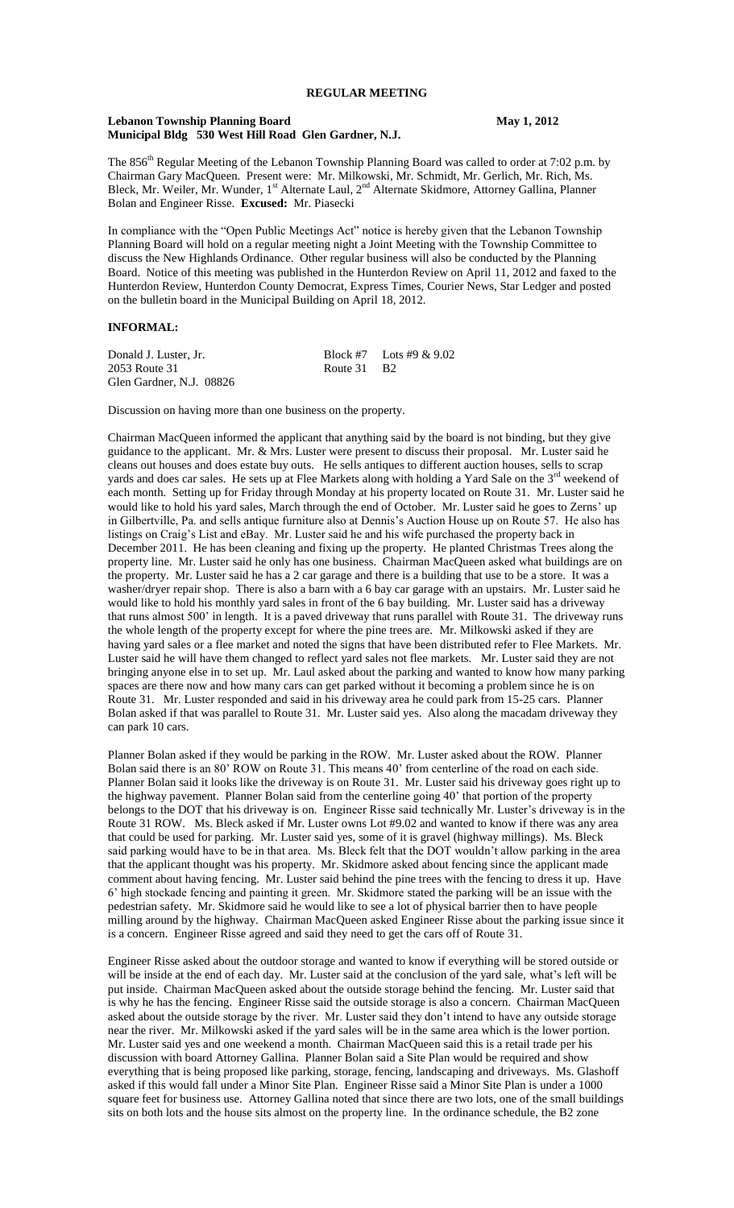# REGULAR MEETING

**Lebanon Township Planning Board** **May 1, 2012**
**Municipal Bldg 530 West Hill Road Glen Gardner, N.J.**

The 856th Regular Meeting of the Lebanon Township Planning Board was called to order at 7:02 p.m. by Chairman Gary MacQueen. Present were: Mr. Milkowski, Mr. Schmidt, Mr. Gerlich, Mr. Rich, Ms. Bleck, Mr. Weiler, Mr. Wunder, 1st Alternate Laul, 2nd Alternate Skidmore, Attorney Gallina, Planner Bolan and Engineer Risse. **Excused:** Mr. Piasecki

In compliance with the "Open Public Meetings Act" notice is hereby given that the Lebanon Township Planning Board will hold on a regular meeting night a Joint Meeting with the Township Committee to discuss the New Highlands Ordinance. Other regular business will also be conducted by the Planning Board. Notice of this meeting was published in the Hunterdon Review on April 11, 2012 and faxed to the Hunterdon Review, Hunterdon County Democrat, Express Times, Courier News, Star Ledger and posted on the bulletin board in the Municipal Building on April 18, 2012.

## INFORMAL:

| | | |
|---|---|---|
| Donald J. Luster, Jr. | Block #7 | Lots #9 & 9.02 |
| 2053 Route 31 | Route 31 | B2 |
| Glen Gardner, N.J. 08826 | | |

Discussion on having more than one business on the property.

Chairman MacQueen informed the applicant that anything said by the board is not binding, but they give guidance to the applicant. Mr. & Mrs. Luster were present to discuss their proposal. Mr. Luster said he cleans out houses and does estate buy outs. He sells antiques to different auction houses, sells to scrap yards and does car sales. He sets up at Flee Markets along with holding a Yard Sale on the 3rd weekend of each month. Setting up for Friday through Monday at his property located on Route 31. Mr. Luster said he would like to hold his yard sales, March through the end of October. Mr. Luster said he goes to Zerns' up in Gilbertville, Pa. and sells antique furniture also at Dennis's Auction House up on Route 57. He also has listings on Craig's List and eBay. Mr. Luster said he and his wife purchased the property back in December 2011. He has been cleaning and fixing up the property. He planted Christmas Trees along the property line. Mr. Luster said he only has one business. Chairman MacQueen asked what buildings are on the property. Mr. Luster said he has a 2 car garage and there is a building that use to be a store. It was a washer/dryer repair shop. There is also a barn with a 6 bay car garage with an upstairs. Mr. Luster said he would like to hold his monthly yard sales in front of the 6 bay building. Mr. Luster said has a driveway that runs almost 500' in length. It is a paved driveway that runs parallel with Route 31. The driveway runs the whole length of the property except for where the pine trees are. Mr. Milkowski asked if they are having yard sales or a flee market and noted the signs that have been distributed refer to Flee Markets. Mr. Luster said he will have them changed to reflect yard sales not flee markets. Mr. Luster said they are not bringing anyone else in to set up. Mr. Laul asked about the parking and wanted to know how many parking spaces are there now and how many cars can get parked without it becoming a problem since he is on Route 31. Mr. Luster responded and said in his driveway area he could park from 15-25 cars. Planner Bolan asked if that was parallel to Route 31. Mr. Luster said yes. Also along the macadam driveway they can park 10 cars.

Planner Bolan asked if they would be parking in the ROW. Mr. Luster asked about the ROW. Planner Bolan said there is an 80' ROW on Route 31. This means 40' from centerline of the road on each side. Planner Bolan said it looks like the driveway is on Route 31. Mr. Luster said his driveway goes right up to the highway pavement. Planner Bolan said from the centerline going 40' that portion of the property belongs to the DOT that his driveway is on. Engineer Risse said technically Mr. Luster's driveway is in the Route 31 ROW. Ms. Bleck asked if Mr. Luster owns Lot #9.02 and wanted to know if there was any area that could be used for parking. Mr. Luster said yes, some of it is gravel (highway millings). Ms. Bleck said parking would have to be in that area. Ms. Bleck felt that the DOT wouldn't allow parking in the area that the applicant thought was his property. Mr. Skidmore asked about fencing since the applicant made comment about having fencing. Mr. Luster said behind the pine trees with the fencing to dress it up. Have 6' high stockade fencing and painting it green. Mr. Skidmore stated the parking will be an issue with the pedestrian safety. Mr. Skidmore said he would like to see a lot of physical barrier then to have people milling around by the highway. Chairman MacQueen asked Engineer Risse about the parking issue since it is a concern. Engineer Risse agreed and said they need to get the cars off of Route 31.

Engineer Risse asked about the outdoor storage and wanted to know if everything will be stored outside or will be inside at the end of each day. Mr. Luster said at the conclusion of the yard sale, what's left will be put inside. Chairman MacQueen asked about the outside storage behind the fencing. Mr. Luster said that is why he has the fencing. Engineer Risse said the outside storage is also a concern. Chairman MacQueen asked about the outside storage by the river. Mr. Luster said they don't intend to have any outside storage near the river. Mr. Milkowski asked if the yard sales will be in the same area which is the lower portion. Mr. Luster said yes and one weekend a month. Chairman MacQueen said this is a retail trade per his discussion with board Attorney Gallina. Planner Bolan said a Site Plan would be required and show everything that is being proposed like parking, storage, fencing, landscaping and driveways. Ms. Glashoff asked if this would fall under a Minor Site Plan. Engineer Risse said a Minor Site Plan is under a 1000 square feet for business use. Attorney Gallina noted that since there are two lots, one of the small buildings sits on both lots and the house sits almost on the property line. In the ordinance schedule, the B2 zone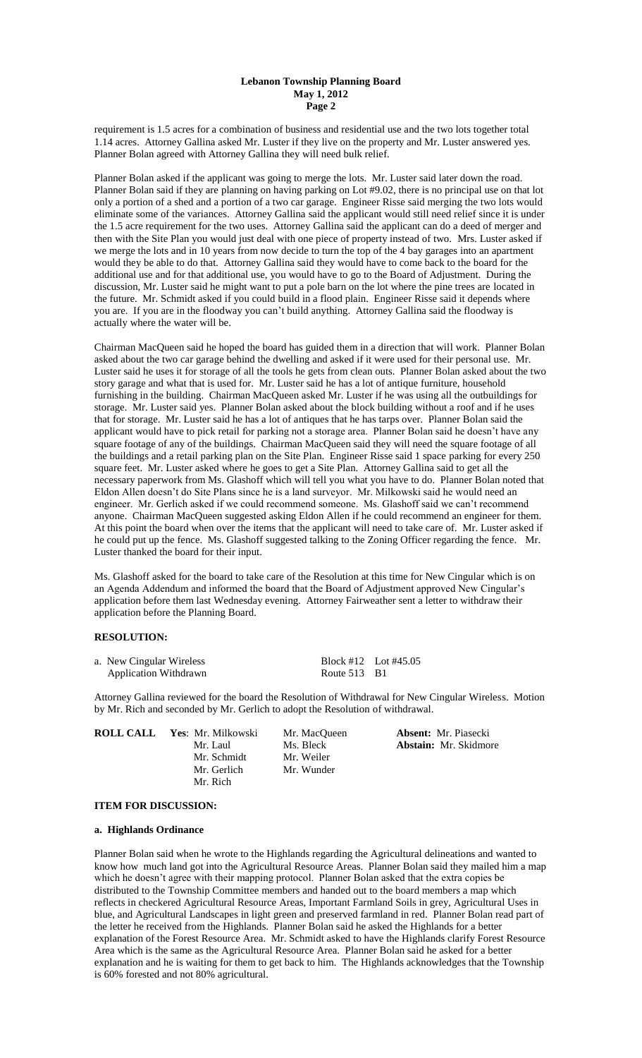requirement is 1.5 acres for a combination of business and residential use and the two lots together total 1.14 acres. Attorney Gallina asked Mr. Luster if they live on the property and Mr. Luster answered yes. Planner Bolan agreed with Attorney Gallina they will need bulk relief.

Planner Bolan asked if the applicant was going to merge the lots. Mr. Luster said later down the road. Planner Bolan said if they are planning on having parking on Lot #9.02, there is no principal use on that lot only a portion of a shed and a portion of a two car garage. Engineer Risse said merging the two lots would eliminate some of the variances. Attorney Gallina said the applicant would still need relief since it is under the 1.5 acre requirement for the two uses. Attorney Gallina said the applicant can do a deed of merger and then with the Site Plan you would just deal with one piece of property instead of two. Mrs. Luster asked if we merge the lots and in 10 years from now decide to turn the top of the 4 bay garages into an apartment would they be able to do that. Attorney Gallina said they would have to come back to the board for the additional use and for that additional use, you would have to go to the Board of Adjustment. During the discussion, Mr. Luster said he might want to put a pole barn on the lot where the pine trees are located in the future. Mr. Schmidt asked if you could build in a flood plain. Engineer Risse said it depends where you are. If you are in the floodway you can't build anything. Attorney Gallina said the floodway is actually where the water will be.

Chairman MacQueen said he hoped the board has guided them in a direction that will work. Planner Bolan asked about the two car garage behind the dwelling and asked if it were used for their personal use. Mr. Luster said he uses it for storage of all the tools he gets from clean outs. Planner Bolan asked about the two story garage and what that is used for. Mr. Luster said he has a lot of antique furniture, household furnishing in the building. Chairman MacQueen asked Mr. Luster if he was using all the outbuildings for storage. Mr. Luster said yes. Planner Bolan asked about the block building without a roof and if he uses that for storage. Mr. Luster said he has a lot of antiques that he has tarps over. Planner Bolan said the applicant would have to pick retail for parking not a storage area. Planner Bolan said he doesn't have any square footage of any of the buildings. Chairman MacQueen said they will need the square footage of all the buildings and a retail parking plan on the Site Plan. Engineer Risse said 1 space parking for every 250 square feet. Mr. Luster asked where he goes to get a Site Plan. Attorney Gallina said to get all the necessary paperwork from Ms. Glashoff which will tell you what you have to do. Planner Bolan noted that Eldon Allen doesn't do Site Plans since he is a land surveyor. Mr. Milkowski said he would need an engineer. Mr. Gerlich asked if we could recommend someone. Ms. Glashoff said we can't recommend anyone. Chairman MacQueen suggested asking Eldon Allen if he could recommend an engineer for them. At this point the board when over the items that the applicant will need to take care of. Mr. Luster asked if he could put up the fence. Ms. Glashoff suggested talking to the Zoning Officer regarding the fence. Mr. Luster thanked the board for their input.

Ms. Glashoff asked for the board to take care of the Resolution at this time for New Cingular which is on an Agenda Addendum and informed the board that the Board of Adjustment approved New Cingular's application before them last Wednesday evening. Attorney Fairweather sent a letter to withdraw their application before the Planning Board.

## RESOLUTION:

| | | |
|---|---|---|
| a. New Cingular Wireless | Block #12 | Lot #45.05 |
| Application Withdrawn | Route 513 | B1 |

Attorney Gallina reviewed for the board the Resolution of Withdrawal for New Cingular Wireless. Motion by Mr. Rich and seconded by Mr. Gerlich to adopt the Resolution of withdrawal.

| **ROLL CALL** | **Yes**: Mr. Milkowski | Mr. MacQueen | **Absent:** Mr. Piasecki |
|---|---|---|---|
| | Mr. Laul | Ms. Bleck | **Abstain:** Mr. Skidmore |
| | Mr. Schmidt | Mr. Weiler | |
| | Mr. Gerlich | Mr. Wunder | |
| | Mr. Rich | | |

## ITEM FOR DISCUSSION:

### a. Highlands Ordinance

Planner Bolan said when he wrote to the Highlands regarding the Agricultural delineations and wanted to know how much land got into the Agricultural Resource Areas. Planner Bolan said they mailed him a map which he doesn't agree with their mapping protocol. Planner Bolan asked that the extra copies be distributed to the Township Committee members and handed out to the board members a map which reflects in checkered Agricultural Resource Areas, Important Farmland Soils in grey, Agricultural Uses in blue, and Agricultural Landscapes in light green and preserved farmland in red. Planner Bolan read part of the letter he received from the Highlands. Planner Bolan said he asked the Highlands for a better explanation of the Forest Resource Area. Mr. Schmidt asked to have the Highlands clarify Forest Resource Area which is the same as the Agricultural Resource Area. Planner Bolan said he asked for a better explanation and he is waiting for them to get back to him. The Highlands acknowledges that the Township is 60% forested and not 80% agricultural.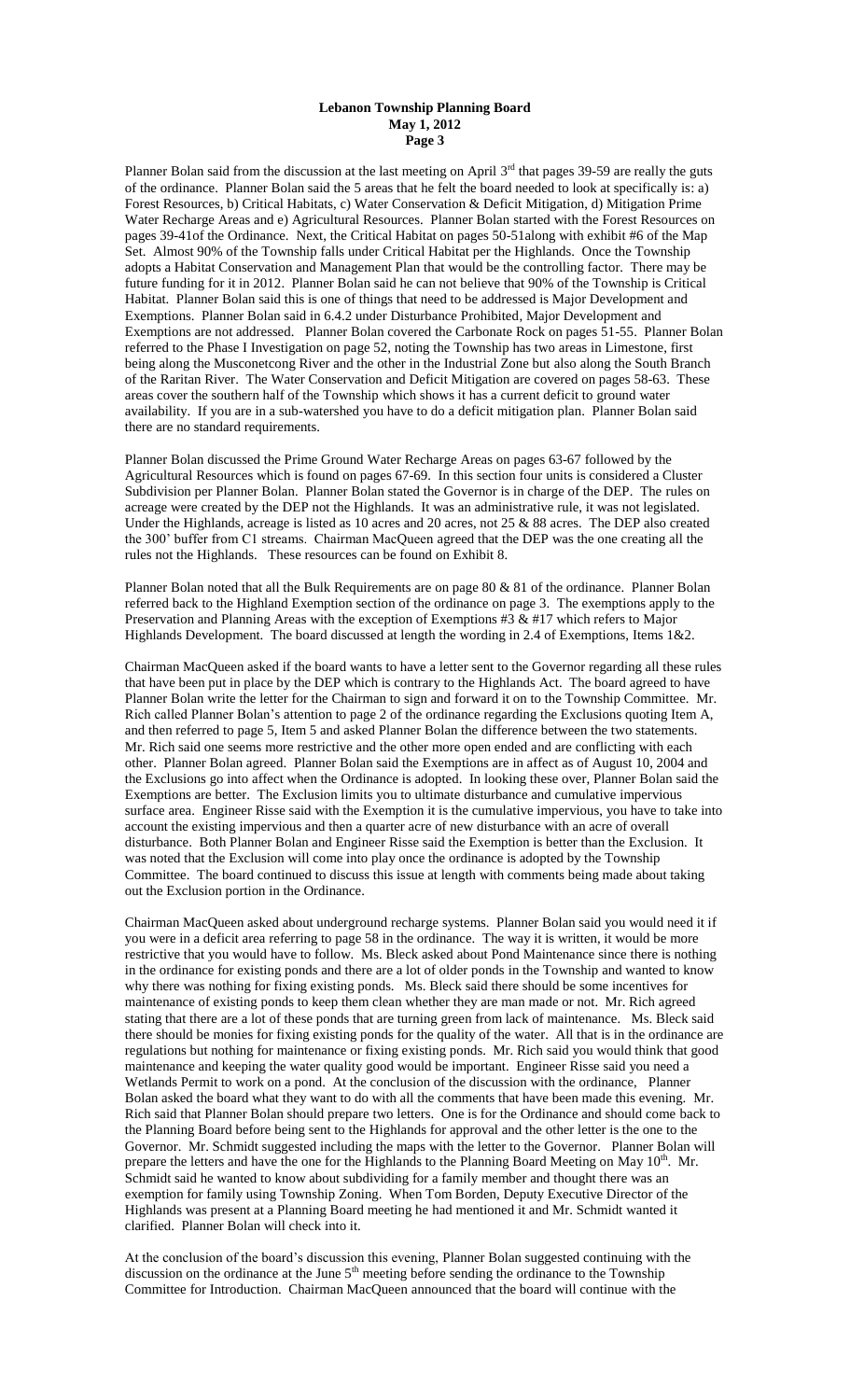Planner Bolan said from the discussion at the last meeting on April 3rd that pages 39-59 are really the guts of the ordinance. Planner Bolan said the 5 areas that he felt the board needed to look at specifically is: a) Forest Resources, b) Critical Habitats, c) Water Conservation & Deficit Mitigation, d) Mitigation Prime Water Recharge Areas and e) Agricultural Resources. Planner Bolan started with the Forest Resources on pages 39-41of the Ordinance. Next, the Critical Habitat on pages 50-51along with exhibit #6 of the Map Set. Almost 90% of the Township falls under Critical Habitat per the Highlands. Once the Township adopts a Habitat Conservation and Management Plan that would be the controlling factor. There may be future funding for it in 2012. Planner Bolan said he can not believe that 90% of the Township is Critical Habitat. Planner Bolan said this is one of things that need to be addressed is Major Development and Exemptions. Planner Bolan said in 6.4.2 under Disturbance Prohibited, Major Development and Exemptions are not addressed. Planner Bolan covered the Carbonate Rock on pages 51-55. Planner Bolan referred to the Phase I Investigation on page 52, noting the Township has two areas in Limestone, first being along the Musconetcong River and the other in the Industrial Zone but also along the South Branch of the Raritan River. The Water Conservation and Deficit Mitigation are covered on pages 58-63. These areas cover the southern half of the Township which shows it has a current deficit to ground water availability. If you are in a sub-watershed you have to do a deficit mitigation plan. Planner Bolan said there are no standard requirements.

Planner Bolan discussed the Prime Ground Water Recharge Areas on pages 63-67 followed by the Agricultural Resources which is found on pages 67-69. In this section four units is considered a Cluster Subdivision per Planner Bolan. Planner Bolan stated the Governor is in charge of the DEP. The rules on acreage were created by the DEP not the Highlands. It was an administrative rule, it was not legislated. Under the Highlands, acreage is listed as 10 acres and 20 acres, not 25 & 88 acres. The DEP also created the 300' buffer from C1 streams. Chairman MacQueen agreed that the DEP was the one creating all the rules not the Highlands. These resources can be found on Exhibit 8.

Planner Bolan noted that all the Bulk Requirements are on page 80 & 81 of the ordinance. Planner Bolan referred back to the Highland Exemption section of the ordinance on page 3. The exemptions apply to the Preservation and Planning Areas with the exception of Exemptions #3 & #17 which refers to Major Highlands Development. The board discussed at length the wording in 2.4 of Exemptions, Items 1&2.

Chairman MacQueen asked if the board wants to have a letter sent to the Governor regarding all these rules that have been put in place by the DEP which is contrary to the Highlands Act. The board agreed to have Planner Bolan write the letter for the Chairman to sign and forward it on to the Township Committee. Mr. Rich called Planner Bolan's attention to page 2 of the ordinance regarding the Exclusions quoting Item A, and then referred to page 5, Item 5 and asked Planner Bolan the difference between the two statements. Mr. Rich said one seems more restrictive and the other more open ended and are conflicting with each other. Planner Bolan agreed. Planner Bolan said the Exemptions are in affect as of August 10, 2004 and the Exclusions go into affect when the Ordinance is adopted. In looking these over, Planner Bolan said the Exemptions are better. The Exclusion limits you to ultimate disturbance and cumulative impervious surface area. Engineer Risse said with the Exemption it is the cumulative impervious, you have to take into account the existing impervious and then a quarter acre of new disturbance with an acre of overall disturbance. Both Planner Bolan and Engineer Risse said the Exemption is better than the Exclusion. It was noted that the Exclusion will come into play once the ordinance is adopted by the Township Committee. The board continued to discuss this issue at length with comments being made about taking out the Exclusion portion in the Ordinance.

Chairman MacQueen asked about underground recharge systems. Planner Bolan said you would need it if you were in a deficit area referring to page 58 in the ordinance. The way it is written, it would be more restrictive that you would have to follow. Ms. Bleck asked about Pond Maintenance since there is nothing in the ordinance for existing ponds and there are a lot of older ponds in the Township and wanted to know why there was nothing for fixing existing ponds. Ms. Bleck said there should be some incentives for maintenance of existing ponds to keep them clean whether they are man made or not. Mr. Rich agreed stating that there are a lot of these ponds that are turning green from lack of maintenance. Ms. Bleck said there should be monies for fixing existing ponds for the quality of the water. All that is in the ordinance are regulations but nothing for maintenance or fixing existing ponds. Mr. Rich said you would think that good maintenance and keeping the water quality good would be important. Engineer Risse said you need a Wetlands Permit to work on a pond. At the conclusion of the discussion with the ordinance, Planner Bolan asked the board what they want to do with all the comments that have been made this evening. Mr. Rich said that Planner Bolan should prepare two letters. One is for the Ordinance and should come back to the Planning Board before being sent to the Highlands for approval and the other letter is the one to the Governor. Mr. Schmidt suggested including the maps with the letter to the Governor. Planner Bolan will prepare the letters and have the one for the Highlands to the Planning Board Meeting on May 10th. Mr. Schmidt said he wanted to know about subdividing for a family member and thought there was an exemption for family using Township Zoning. When Tom Borden, Deputy Executive Director of the Highlands was present at a Planning Board meeting he had mentioned it and Mr. Schmidt wanted it clarified. Planner Bolan will check into it.

At the conclusion of the board's discussion this evening, Planner Bolan suggested continuing with the discussion on the ordinance at the June 5th meeting before sending the ordinance to the Township Committee for Introduction. Chairman MacQueen announced that the board will continue with the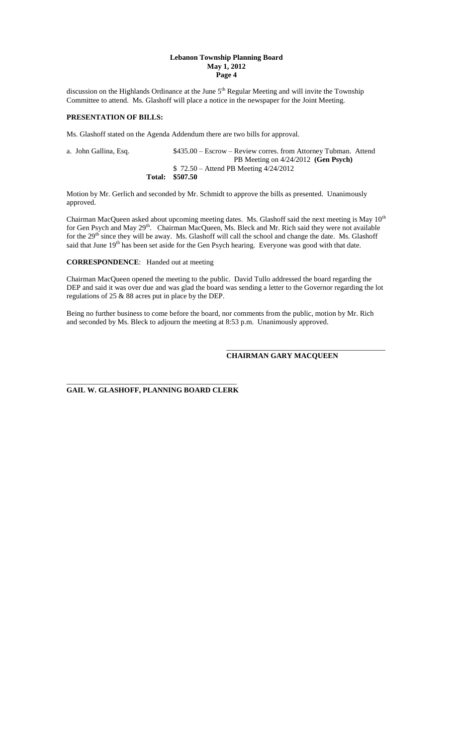discussion on the Highlands Ordinance at the June 5th Regular Meeting and will invite the Township Committee to attend. Ms. Glashoff will place a notice in the newspaper for the Joint Meeting.

**PRESENTATION OF BILLS:**

Ms. Glashoff stated on the Agenda Addendum there are two bills for approval.

| | | |
|---|---|---|
| a. John Gallina, Esq. | | $435.00 – Escrow – Review corres. from Attorney Tubman. Attend PB Meeting on 4/24/2012 **(Gen Psych)** |
| | | $ 72.50 – Attend PB Meeting 4/24/2012 |
| | **Total:** | **$507.50** |

Motion by Mr. Gerlich and seconded by Mr. Schmidt to approve the bills as presented. Unanimously approved.

Chairman MacQueen asked about upcoming meeting dates. Ms. Glashoff said the next meeting is May 10th for Gen Psych and May 29th. Chairman MacQueen, Ms. Bleck and Mr. Rich said they were not available for the 29th since they will be away. Ms. Glashoff will call the school and change the date. Ms. Glashoff said that June 19th has been set aside for the Gen Psych hearing. Everyone was good with that date.

**CORRESPONDENCE**: Handed out at meeting

Chairman MacQueen opened the meeting to the public. David Tullo addressed the board regarding the DEP and said it was over due and was glad the board was sending a letter to the Governor regarding the lot regulations of 25 & 88 acres put in place by the DEP.

Being no further business to come before the board, nor comments from the public, motion by Mr. Rich and seconded by Ms. Bleck to adjourn the meeting at 8:53 p.m. Unanimously approved.

\_\_\_\_\_\_\_\_\_\_\_\_\_\_\_\_\_\_\_\_\_\_\_\_\_\_\_\_\_\_\_\_\_\_\_\_\_\_\_\_\_\_

**CHAIRMAN GARY MACQUEEN**

\_\_\_\_\_\_\_\_\_\_\_\_\_\_\_\_\_\_\_\_\_\_\_\_\_\_\_\_\_\_\_\_\_\_\_\_\_\_\_\_\_\_

**GAIL W. GLASHOFF, PLANNING BOARD CLERK**